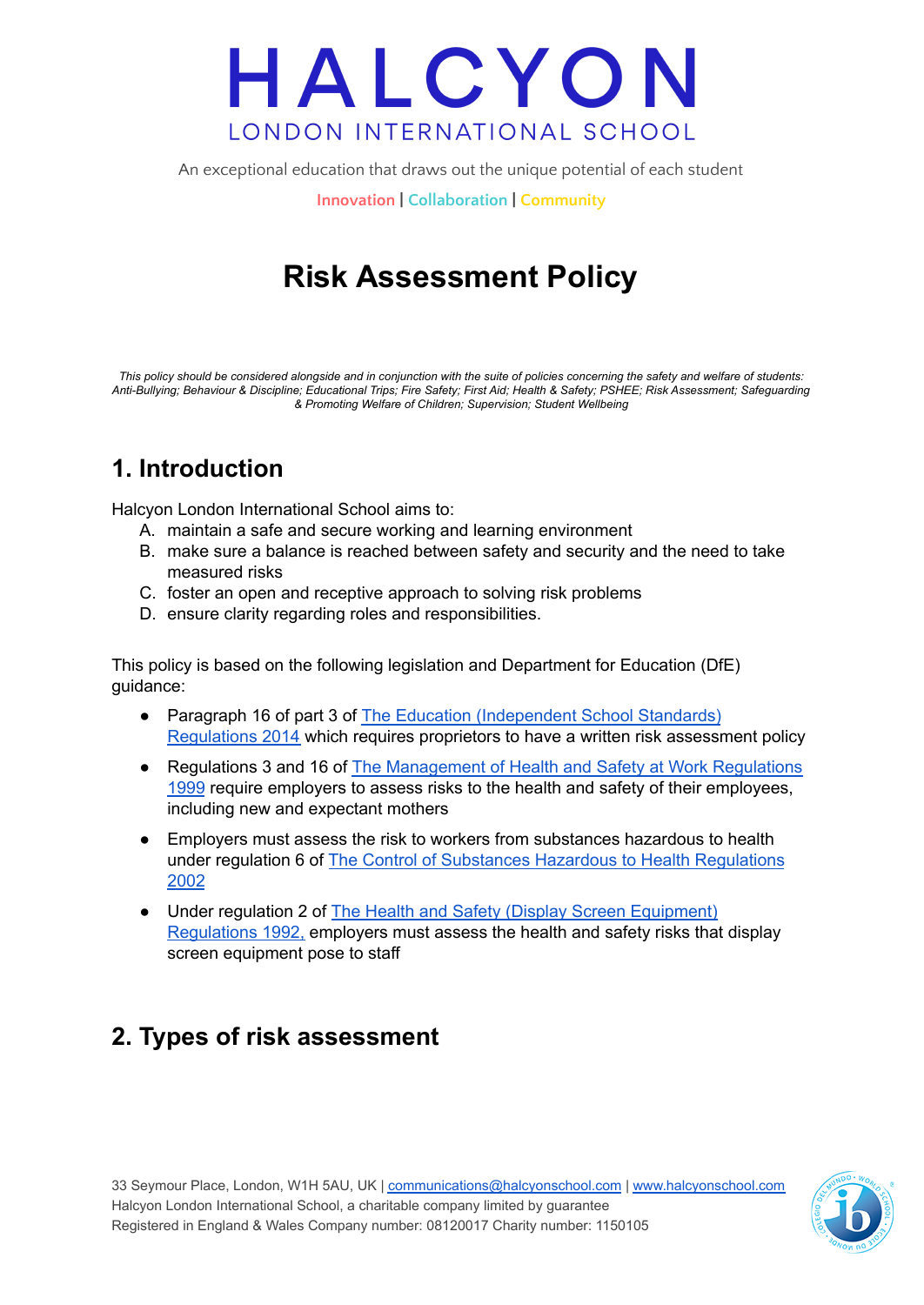# HALCYON

LONDON INTERNATIONAL SCHOOL

An exceptional education that draws out the unique potential of each student

Innovation | Collaboration | Community

# Risk Assessment Policy

*This policy should be considered alongside and in conjunction with the suite of policies concerning the safety and welfare of students: Anti-Bullying; Behaviour & Discipline; Educational Trips; Fire Safety; First Aid; Health & Safety; PSHEE; Risk Assessment; Safeguarding & Promoting Welfare of Children; Supervision; Student Wellbeing*

## 1. Introduction

Halcyon London International School aims to:

A. maintain a safe and secure working and learning environment
B. make sure a balance is reached between safety and security and the need to take measured risks
C. foster an open and receptive approach to solving risk problems
D. ensure clarity regarding roles and responsibilities.

This policy is based on the following legislation and Department for Education (DfE) guidance:

- Paragraph 16 of part 3 of The Education (Independent School Standards) Regulations 2014 which requires proprietors to have a written risk assessment policy
- Regulations 3 and 16 of The Management of Health and Safety at Work Regulations 1999 require employers to assess risks to the health and safety of their employees, including new and expectant mothers
- Employers must assess the risk to workers from substances hazardous to health under regulation 6 of The Control of Substances Hazardous to Health Regulations 2002
- Under regulation 2 of The Health and Safety (Display Screen Equipment) Regulations 1992, employers must assess the health and safety risks that display screen equipment pose to staff

## 2. Types of risk assessment

33 Seymour Place, London, W1H 5AU, UK | communications@halcyonschool.com | www.halcyonschool.com
Halcyon London International School, a charitable company limited by guarantee
Registered in England & Wales Company number: 08120017 Charity number: 1150105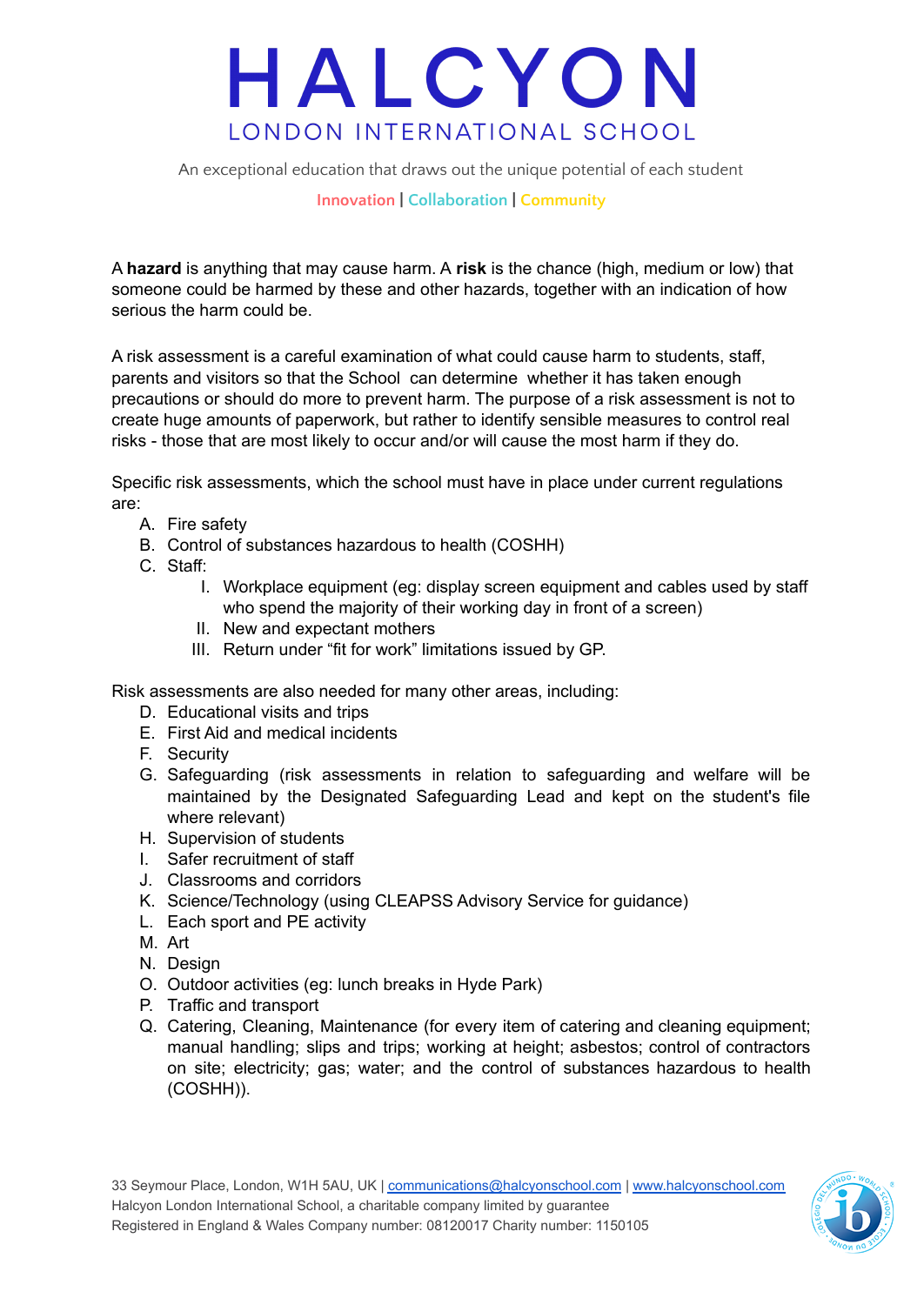A **hazard** is anything that may cause harm. A **risk** is the chance (high, medium or low) that someone could be harmed by these and other hazards, together with an indication of how serious the harm could be.

A risk assessment is a careful examination of what could cause harm to students, staff, parents and visitors so that the School can determine whether it has taken enough precautions or should do more to prevent harm. The purpose of a risk assessment is not to create huge amounts of paperwork, but rather to identify sensible measures to control real risks - those that are most likely to occur and/or will cause the most harm if they do.

Specific risk assessments, which the school must have in place under current regulations are:

A. Fire safety
B. Control of substances hazardous to health (COSHH)
C. Staff:
    I. Workplace equipment (eg: display screen equipment and cables used by staff who spend the majority of their working day in front of a screen)
    II. New and expectant mothers
    III. Return under "fit for work" limitations issued by GP.

Risk assessments are also needed for many other areas, including:

D. Educational visits and trips
E. First Aid and medical incidents
F. Security
G. Safeguarding (risk assessments in relation to safeguarding and welfare will be maintained by the Designated Safeguarding Lead and kept on the student's file where relevant)
H. Supervision of students
I. Safer recruitment of staff
J. Classrooms and corridors
K. Science/Technology (using CLEAPSS Advisory Service for guidance)
L. Each sport and PE activity
M. Art
N. Design
O. Outdoor activities (eg: lunch breaks in Hyde Park)
P. Traffic and transport
Q. Catering, Cleaning, Maintenance (for every item of catering and cleaning equipment; manual handling; slips and trips; working at height; asbestos; control of contractors on site; electricity; gas; water; and the control of substances hazardous to health (COSHH)).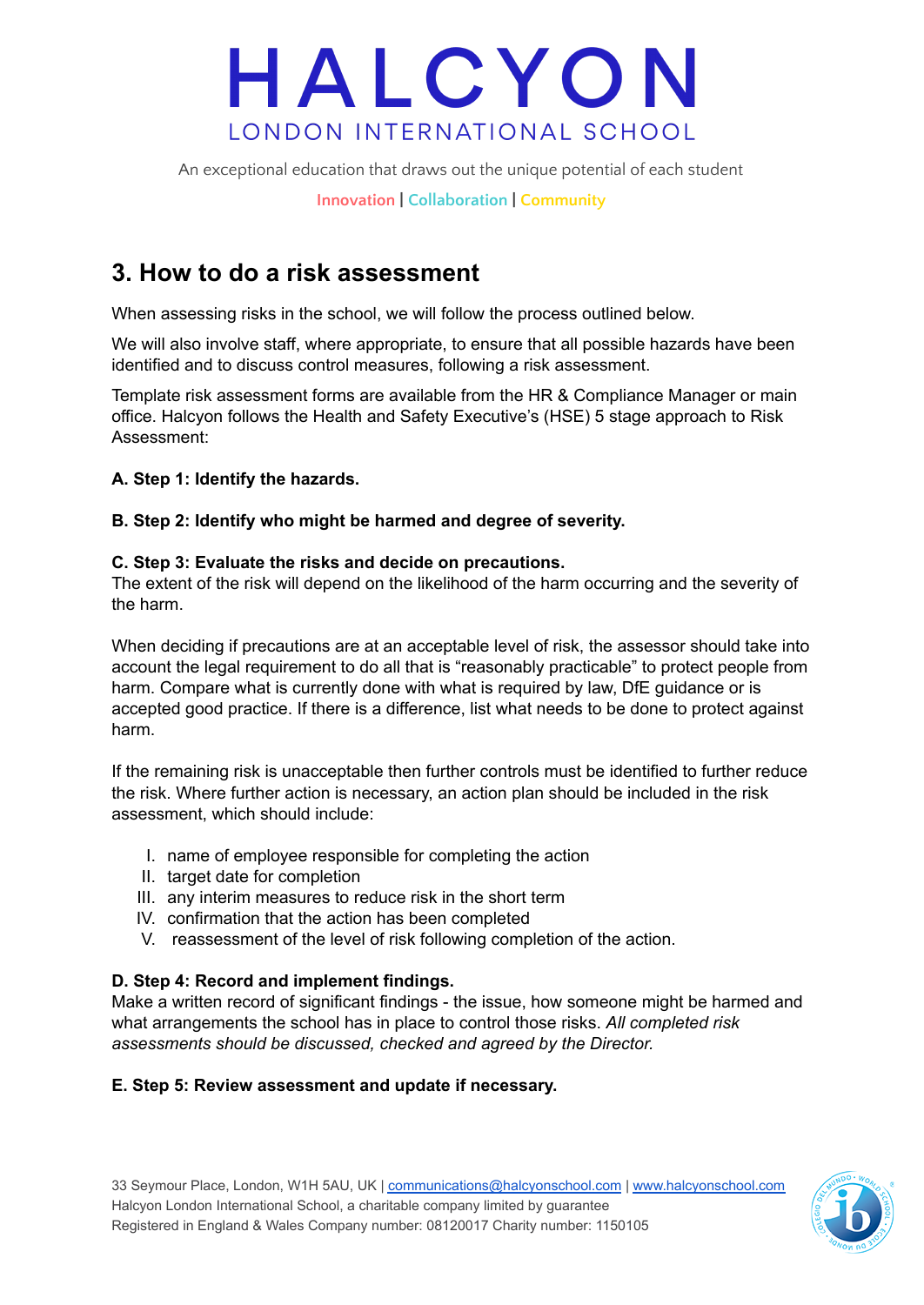## 3. How to do a risk assessment

When assessing risks in the school, we will follow the process outlined below.

We will also involve staff, where appropriate, to ensure that all possible hazards have been identified and to discuss control measures, following a risk assessment.

Template risk assessment forms are available from the HR & Compliance Manager or main office. Halcyon follows the Health and Safety Executive's (HSE) 5 stage approach to Risk Assessment:

**A. Step 1: Identify the hazards.**

**B. Step 2: Identify who might be harmed and degree of severity.**

**C. Step 3: Evaluate the risks and decide on precautions.**
The extent of the risk will depend on the likelihood of the harm occurring and the severity of the harm.

When deciding if precautions are at an acceptable level of risk, the assessor should take into account the legal requirement to do all that is "reasonably practicable" to protect people from harm. Compare what is currently done with what is required by law, DfE guidance or is accepted good practice. If there is a difference, list what needs to be done to protect against harm.

If the remaining risk is unacceptable then further controls must be identified to further reduce the risk. Where further action is necessary, an action plan should be included in the risk assessment, which should include:

I. name of employee responsible for completing the action
II. target date for completion
III. any interim measures to reduce risk in the short term
IV. confirmation that the action has been completed
V. reassessment of the level of risk following completion of the action.

**D. Step 4: Record and implement findings.**
Make a written record of significant findings - the issue, how someone might be harmed and what arrangements the school has in place to control those risks. *All completed risk assessments should be discussed, checked and agreed by the Director.*

**E. Step 5: Review assessment and update if necessary.**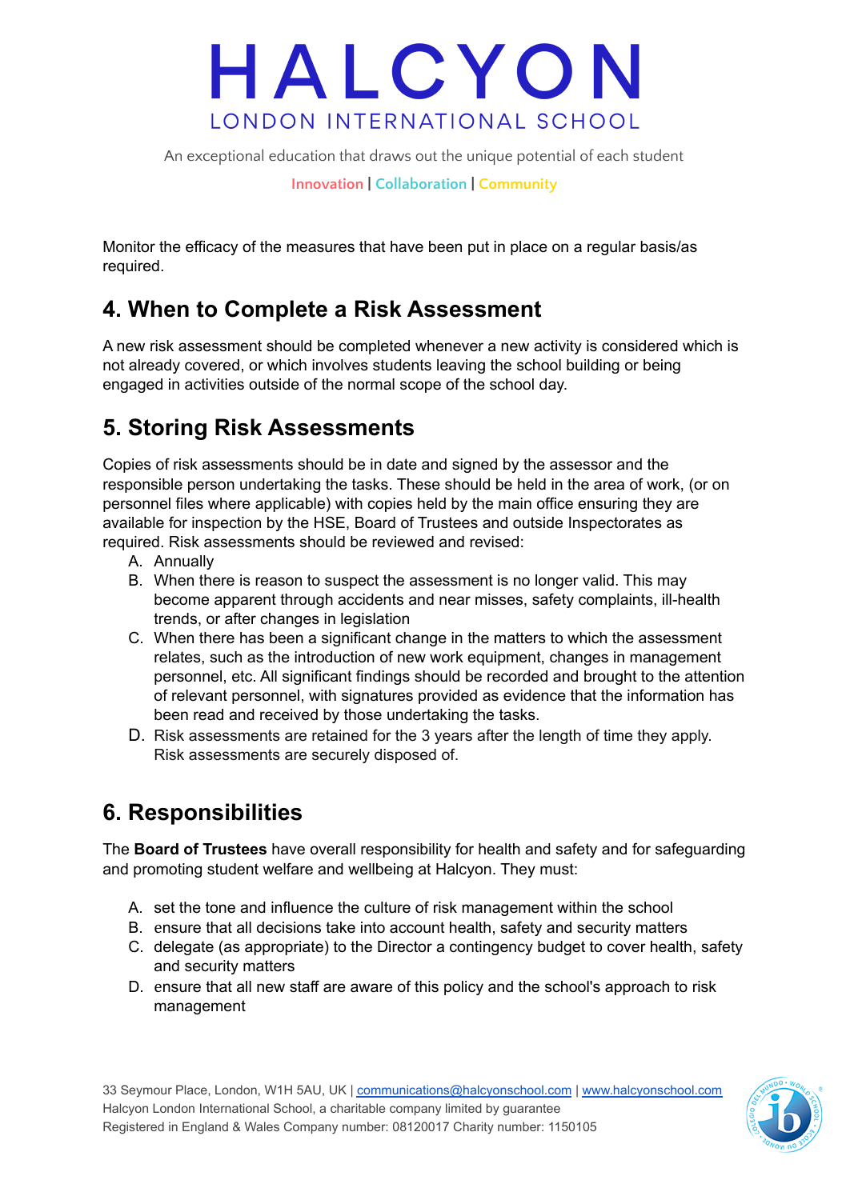Monitor the efficacy of the measures that have been put in place on a regular basis/as required.

## 4. When to Complete a Risk Assessment

A new risk assessment should be completed whenever a new activity is considered which is not already covered, or which involves students leaving the school building or being engaged in activities outside of the normal scope of the school day.

## 5. Storing Risk Assessments

Copies of risk assessments should be in date and signed by the assessor and the responsible person undertaking the tasks. These should be held in the area of work, (or on personnel files where applicable) with copies held by the main office ensuring they are available for inspection by the HSE, Board of Trustees and outside Inspectorates as required. Risk assessments should be reviewed and revised:

A. Annually
B. When there is reason to suspect the assessment is no longer valid. This may become apparent through accidents and near misses, safety complaints, ill-health trends, or after changes in legislation
C. When there has been a significant change in the matters to which the assessment relates, such as the introduction of new work equipment, changes in management personnel, etc. All significant findings should be recorded and brought to the attention of relevant personnel, with signatures provided as evidence that the information has been read and received by those undertaking the tasks.
D. Risk assessments are retained for the 3 years after the length of time they apply. Risk assessments are securely disposed of.

## 6. Responsibilities

The **Board of Trustees** have overall responsibility for health and safety and for safeguarding and promoting student welfare and wellbeing at Halcyon. They must:

A. set the tone and influence the culture of risk management within the school
B. ensure that all decisions take into account health, safety and security matters
C. delegate (as appropriate) to the Director a contingency budget to cover health, safety and security matters
D. ensure that all new staff are aware of this policy and the school's approach to risk management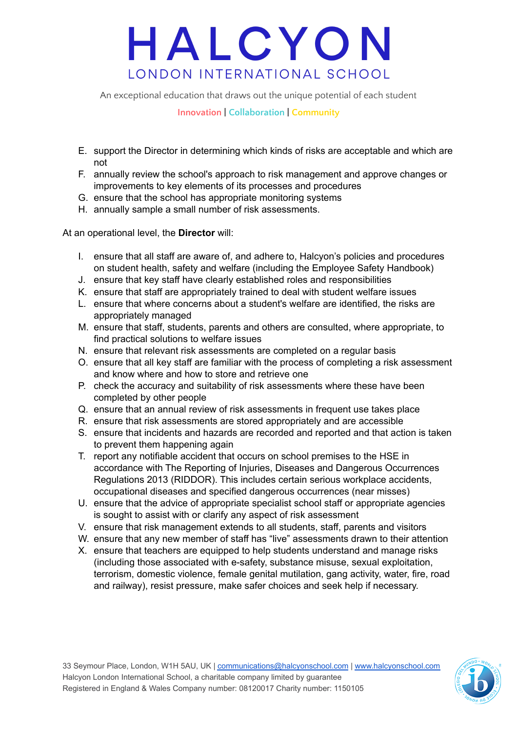E. support the Director in determining which kinds of risks are acceptable and which are not
F. annually review the school's approach to risk management and approve changes or improvements to key elements of its processes and procedures
G. ensure that the school has appropriate monitoring systems
H. annually sample a small number of risk assessments.

At an operational level, the **Director** will:

I. ensure that all staff are aware of, and adhere to, Halcyon's policies and procedures on student health, safety and welfare (including the Employee Safety Handbook)
J. ensure that key staff have clearly established roles and responsibilities
K. ensure that staff are appropriately trained to deal with student welfare issues
L. ensure that where concerns about a student's welfare are identified, the risks are appropriately managed
M. ensure that staff, students, parents and others are consulted, where appropriate, to find practical solutions to welfare issues
N. ensure that relevant risk assessments are completed on a regular basis
O. ensure that all key staff are familiar with the process of completing a risk assessment and know where and how to store and retrieve one
P. check the accuracy and suitability of risk assessments where these have been completed by other people
Q. ensure that an annual review of risk assessments in frequent use takes place
R. ensure that risk assessments are stored appropriately and are accessible
S. ensure that incidents and hazards are recorded and reported and that action is taken to prevent them happening again
T. report any notifiable accident that occurs on school premises to the HSE in accordance with The Reporting of Injuries, Diseases and Dangerous Occurrences Regulations 2013 (RIDDOR). This includes certain serious workplace accidents, occupational diseases and specified dangerous occurrences (near misses)
U. ensure that the advice of appropriate specialist school staff or appropriate agencies is sought to assist with or clarify any aspect of risk assessment
V. ensure that risk management extends to all students, staff, parents and visitors
W. ensure that any new member of staff has "live" assessments drawn to their attention
X. ensure that teachers are equipped to help students understand and manage risks (including those associated with e-safety, substance misuse, sexual exploitation, terrorism, domestic violence, female genital mutilation, gang activity, water, fire, road and railway), resist pressure, make safer choices and seek help if necessary.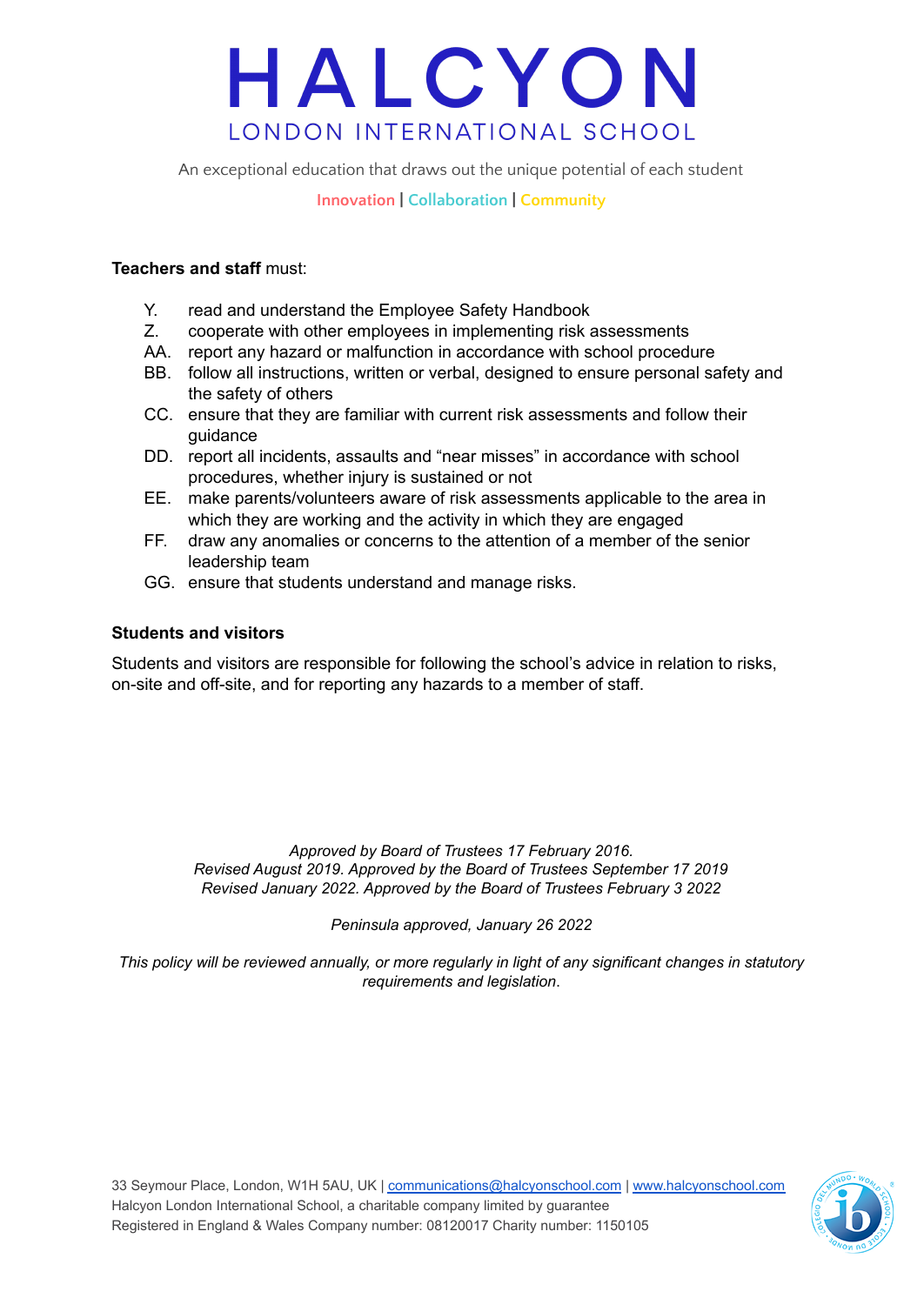**Teachers and staff** must:

Y. read and understand the Employee Safety Handbook
Z. cooperate with other employees in implementing risk assessments
AA. report any hazard or malfunction in accordance with school procedure
BB. follow all instructions, written or verbal, designed to ensure personal safety and the safety of others
CC. ensure that they are familiar with current risk assessments and follow their guidance
DD. report all incidents, assaults and "near misses" in accordance with school procedures, whether injury is sustained or not
EE. make parents/volunteers aware of risk assessments applicable to the area in which they are working and the activity in which they are engaged
FF. draw any anomalies or concerns to the attention of a member of the senior leadership team
GG. ensure that students understand and manage risks.

**Students and visitors**

Students and visitors are responsible for following the school's advice in relation to risks, on-site and off-site, and for reporting any hazards to a member of staff.

*Approved by Board of Trustees 17 February 2016.*
*Revised August 2019. Approved by the Board of Trustees September 17 2019*
*Revised January 2022. Approved by the Board of Trustees February 3 2022*

*Peninsula approved, January 26 2022*

*This policy will be reviewed annually, or more regularly in light of any significant changes in statutory requirements and legislation.*